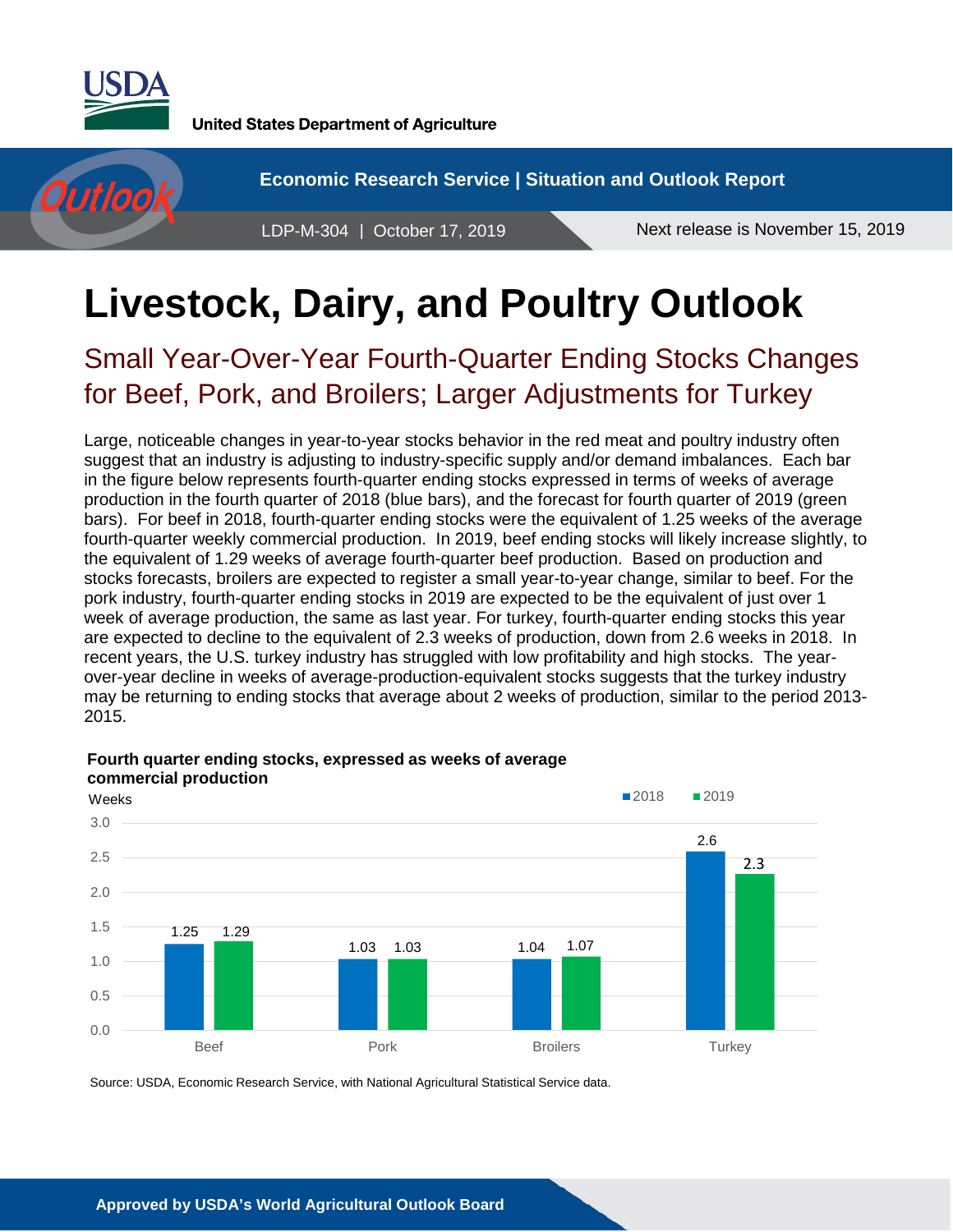United States Department of Agriculture

Economic Research Service | Situation and Outlook Report

LDP-M-304 | October 17, 2019

Next release is November 15, 2019

# Livestock, Dairy, and Poultry Outlook

## Small Year-Over-Year Fourth-Quarter Ending Stocks Changes for Beef, Pork, and Broilers; Larger Adjustments for Turkey

Large, noticeable changes in year-to-year stocks behavior in the red meat and poultry industry often suggest that an industry is adjusting to industry-specific supply and/or demand imbalances. Each bar in the figure below represents fourth-quarter ending stocks expressed in terms of weeks of average production in the fourth quarter of 2018 (blue bars), and the forecast for fourth quarter of 2019 (green bars). For beef in 2018, fourth-quarter ending stocks were the equivalent of 1.25 weeks of the average fourth-quarter weekly commercial production. In 2019, beef ending stocks will likely increase slightly, to the equivalent of 1.29 weeks of average fourth-quarter beef production. Based on production and stocks forecasts, broilers are expected to register a small year-to-year change, similar to beef. For the pork industry, fourth-quarter ending stocks in 2019 are expected to be the equivalent of just over 1 week of average production, the same as last year. For turkey, fourth-quarter ending stocks this year are expected to decline to the equivalent of 2.3 weeks of production, down from 2.6 weeks in 2018. In recent years, the U.S. turkey industry has struggled with low profitability and high stocks. The year-over-year decline in weeks of average-production-equivalent stocks suggests that the turkey industry may be returning to ending stocks that average about 2 weeks of production, similar to the period 2013-2015.

**Fourth quarter ending stocks, expressed as weeks of average commercial production**

Weeks

| | 2018 | 2019 |
|---|---|---|
| Beef | 1.25 | 1.29 |
| Pork | 1.03 | 1.03 |
| Broilers | 1.04 | 1.07 |
| Turkey | 2.6 | 2.3 |

Source: USDA, Economic Research Service, with National Agricultural Statistical Service data.

**Approved by USDA's World Agricultural Outlook Board**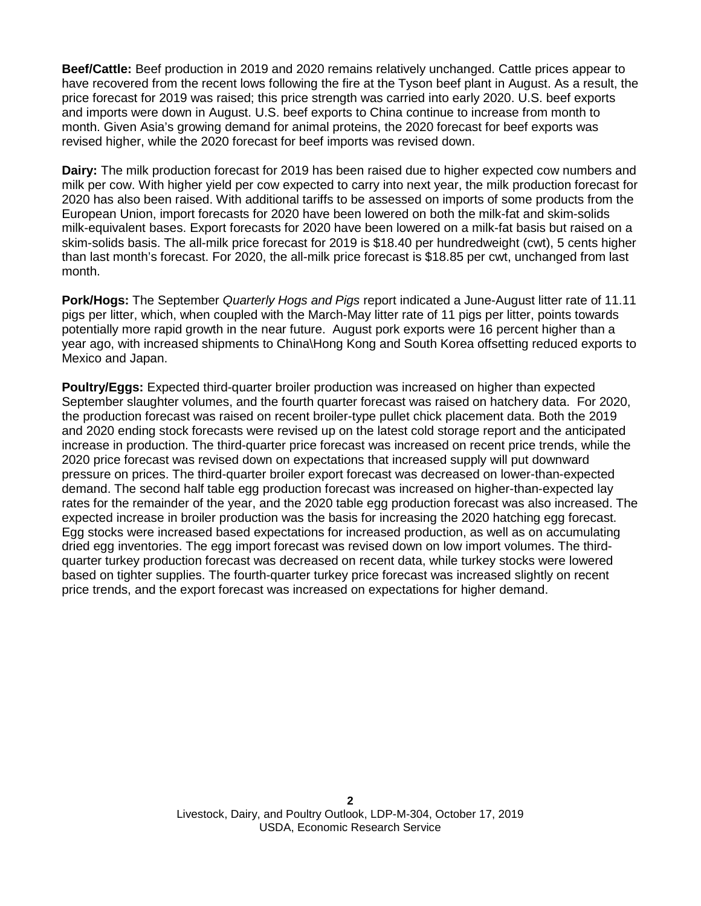**Beef/Cattle:** Beef production in 2019 and 2020 remains relatively unchanged. Cattle prices appear to have recovered from the recent lows following the fire at the Tyson beef plant in August. As a result, the price forecast for 2019 was raised; this price strength was carried into early 2020. U.S. beef exports and imports were down in August. U.S. beef exports to China continue to increase from month to month. Given Asia's growing demand for animal proteins, the 2020 forecast for beef exports was revised higher, while the 2020 forecast for beef imports was revised down.

**Dairy:** The milk production forecast for 2019 has been raised due to higher expected cow numbers and milk per cow. With higher yield per cow expected to carry into next year, the milk production forecast for 2020 has also been raised. With additional tariffs to be assessed on imports of some products from the European Union, import forecasts for 2020 have been lowered on both the milk-fat and skim-solids milk-equivalent bases. Export forecasts for 2020 have been lowered on a milk-fat basis but raised on a skim-solids basis. The all-milk price forecast for 2019 is $18.40 per hundredweight (cwt), 5 cents higher than last month's forecast. For 2020, the all-milk price forecast is $18.85 per cwt, unchanged from last month.

**Pork/Hogs:** The September *Quarterly Hogs and Pigs* report indicated a June-August litter rate of 11.11 pigs per litter, which, when coupled with the March-May litter rate of 11 pigs per litter, points towards potentially more rapid growth in the near future. August pork exports were 16 percent higher than a year ago, with increased shipments to China\Hong Kong and South Korea offsetting reduced exports to Mexico and Japan.

**Poultry/Eggs:** Expected third-quarter broiler production was increased on higher than expected September slaughter volumes, and the fourth quarter forecast was raised on hatchery data. For 2020, the production forecast was raised on recent broiler-type pullet chick placement data. Both the 2019 and 2020 ending stock forecasts were revised up on the latest cold storage report and the anticipated increase in production. The third-quarter price forecast was increased on recent price trends, while the 2020 price forecast was revised down on expectations that increased supply will put downward pressure on prices. The third-quarter broiler export forecast was decreased on lower-than-expected demand. The second half table egg production forecast was increased on higher-than-expected lay rates for the remainder of the year, and the 2020 table egg production forecast was also increased. The expected increase in broiler production was the basis for increasing the 2020 hatching egg forecast. Egg stocks were increased based expectations for increased production, as well as on accumulating dried egg inventories. The egg import forecast was revised down on low import volumes. The third-quarter turkey production forecast was decreased on recent data, while turkey stocks were lowered based on tighter supplies. The fourth-quarter turkey price forecast was increased slightly on recent price trends, and the export forecast was increased on expectations for higher demand.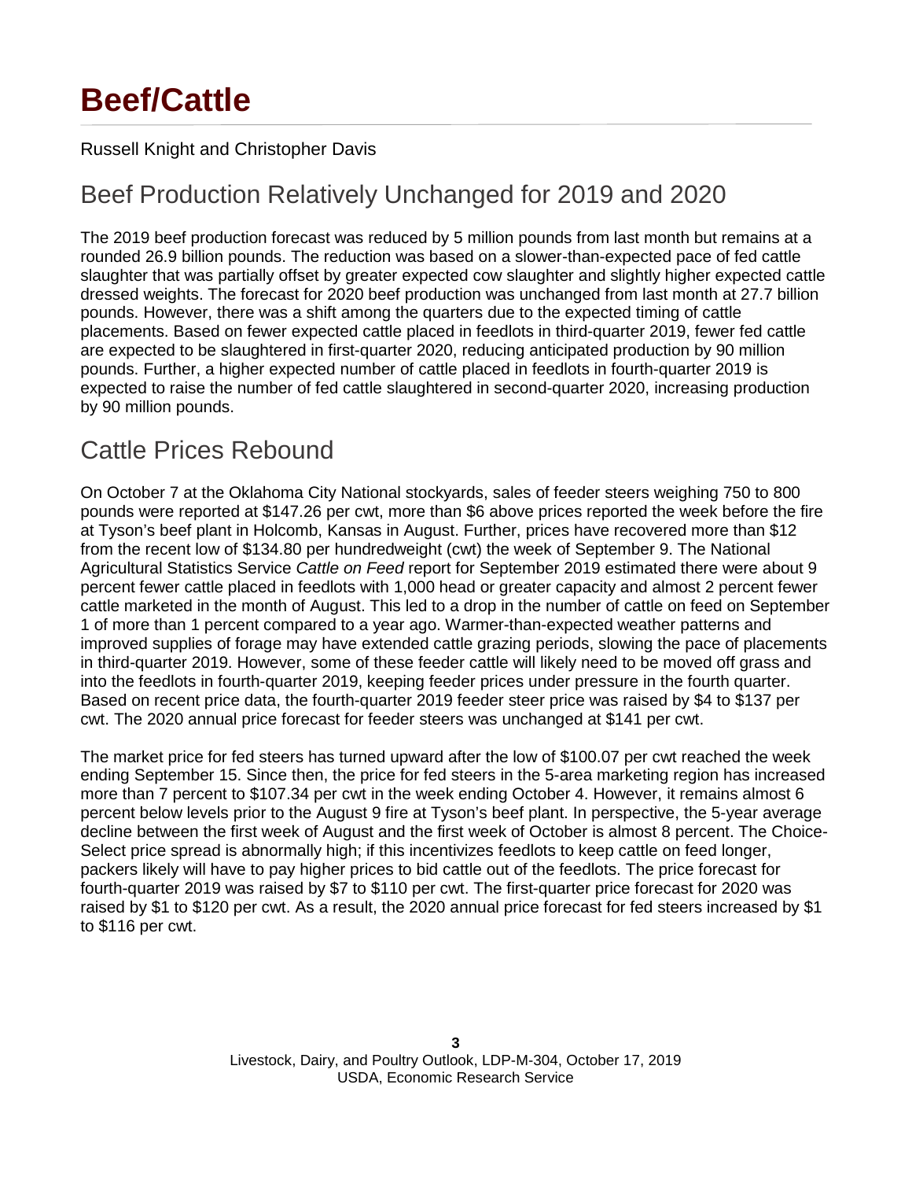# Beef/Cattle

Russell Knight and Christopher Davis

## Beef Production Relatively Unchanged for 2019 and 2020

The 2019 beef production forecast was reduced by 5 million pounds from last month but remains at a rounded 26.9 billion pounds. The reduction was based on a slower-than-expected pace of fed cattle slaughter that was partially offset by greater expected cow slaughter and slightly higher expected cattle dressed weights. The forecast for 2020 beef production was unchanged from last month at 27.7 billion pounds. However, there was a shift among the quarters due to the expected timing of cattle placements. Based on fewer expected cattle placed in feedlots in third-quarter 2019, fewer fed cattle are expected to be slaughtered in first-quarter 2020, reducing anticipated production by 90 million pounds. Further, a higher expected number of cattle placed in feedlots in fourth-quarter 2019 is expected to raise the number of fed cattle slaughtered in second-quarter 2020, increasing production by 90 million pounds.

## Cattle Prices Rebound

On October 7 at the Oklahoma City National stockyards, sales of feeder steers weighing 750 to 800 pounds were reported at $147.26 per cwt, more than $6 above prices reported the week before the fire at Tyson's beef plant in Holcomb, Kansas in August. Further, prices have recovered more than $12 from the recent low of $134.80 per hundredweight (cwt) the week of September 9. The National Agricultural Statistics Service *Cattle on Feed* report for September 2019 estimated there were about 9 percent fewer cattle placed in feedlots with 1,000 head or greater capacity and almost 2 percent fewer cattle marketed in the month of August. This led to a drop in the number of cattle on feed on September 1 of more than 1 percent compared to a year ago. Warmer-than-expected weather patterns and improved supplies of forage may have extended cattle grazing periods, slowing the pace of placements in third-quarter 2019. However, some of these feeder cattle will likely need to be moved off grass and into the feedlots in fourth-quarter 2019, keeping feeder prices under pressure in the fourth quarter. Based on recent price data, the fourth-quarter 2019 feeder steer price was raised by $4 to $137 per cwt. The 2020 annual price forecast for feeder steers was unchanged at $141 per cwt.

The market price for fed steers has turned upward after the low of $100.07 per cwt reached the week ending September 15. Since then, the price for fed steers in the 5-area marketing region has increased more than 7 percent to $107.34 per cwt in the week ending October 4. However, it remains almost 6 percent below levels prior to the August 9 fire at Tyson's beef plant. In perspective, the 5-year average decline between the first week of August and the first week of October is almost 8 percent. The Choice-Select price spread is abnormally high; if this incentivizes feedlots to keep cattle on feed longer, packers likely will have to pay higher prices to bid cattle out of the feedlots. The price forecast for fourth-quarter 2019 was raised by $7 to $110 per cwt. The first-quarter price forecast for 2020 was raised by $1 to $120 per cwt. As a result, the 2020 annual price forecast for fed steers increased by $1 to $116 per cwt.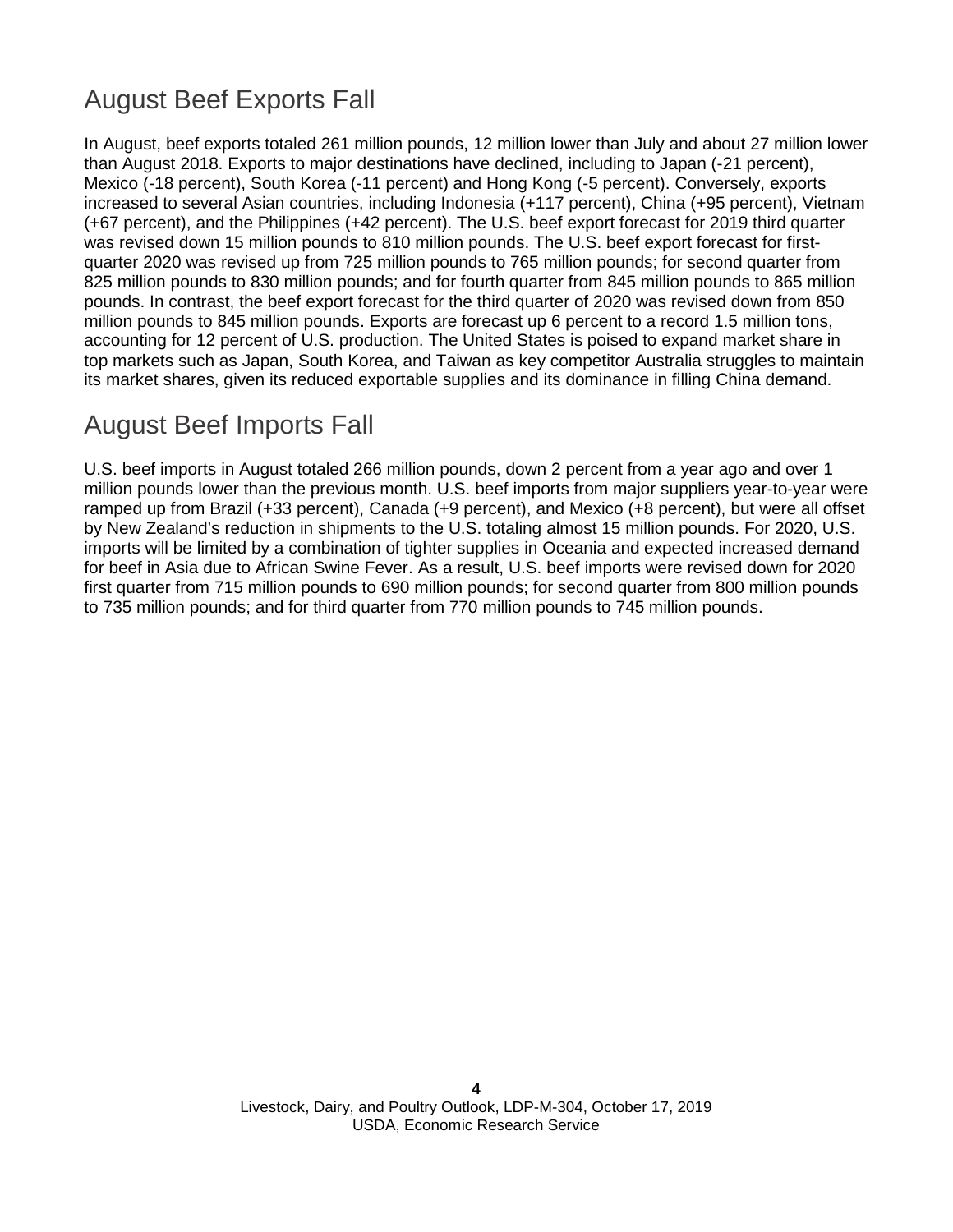## August Beef Exports Fall

In August, beef exports totaled 261 million pounds, 12 million lower than July and about 27 million lower than August 2018. Exports to major destinations have declined, including to Japan (-21 percent), Mexico (-18 percent), South Korea (-11 percent) and Hong Kong (-5 percent). Conversely, exports increased to several Asian countries, including Indonesia (+117 percent), China (+95 percent), Vietnam (+67 percent), and the Philippines (+42 percent). The U.S. beef export forecast for 2019 third quarter was revised down 15 million pounds to 810 million pounds. The U.S. beef export forecast for first-quarter 2020 was revised up from 725 million pounds to 765 million pounds; for second quarter from 825 million pounds to 830 million pounds; and for fourth quarter from 845 million pounds to 865 million pounds. In contrast, the beef export forecast for the third quarter of 2020 was revised down from 850 million pounds to 845 million pounds. Exports are forecast up 6 percent to a record 1.5 million tons, accounting for 12 percent of U.S. production. The United States is poised to expand market share in top markets such as Japan, South Korea, and Taiwan as key competitor Australia struggles to maintain its market shares, given its reduced exportable supplies and its dominance in filling China demand.

## August Beef Imports Fall

U.S. beef imports in August totaled 266 million pounds, down 2 percent from a year ago and over 1 million pounds lower than the previous month. U.S. beef imports from major suppliers year-to-year were ramped up from Brazil (+33 percent), Canada (+9 percent), and Mexico (+8 percent), but were all offset by New Zealand's reduction in shipments to the U.S. totaling almost 15 million pounds. For 2020, U.S. imports will be limited by a combination of tighter supplies in Oceania and expected increased demand for beef in Asia due to African Swine Fever. As a result, U.S. beef imports were revised down for 2020 first quarter from 715 million pounds to 690 million pounds; for second quarter from 800 million pounds to 735 million pounds; and for third quarter from 770 million pounds to 745 million pounds.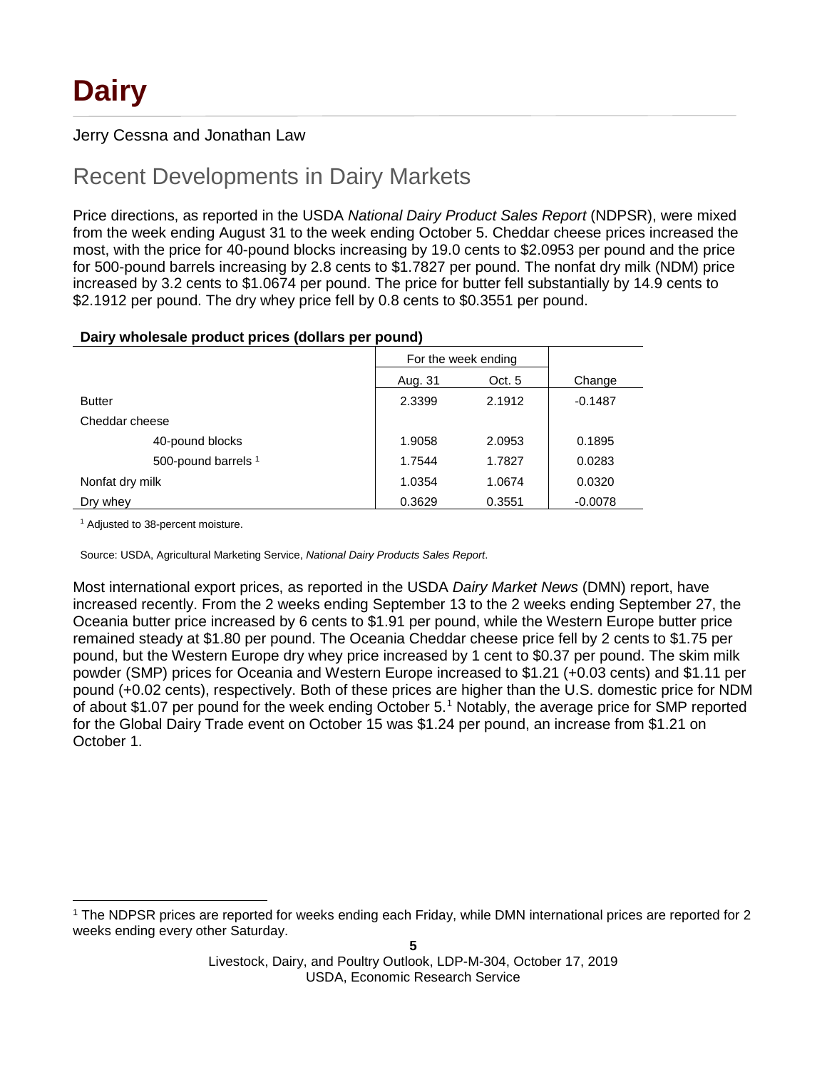# Dairy

Jerry Cessna and Jonathan Law

## Recent Developments in Dairy Markets

Price directions, as reported in the USDA *National Dairy Product Sales Report* (NDPSR), were mixed from the week ending August 31 to the week ending October 5. Cheddar cheese prices increased the most, with the price for 40-pound blocks increasing by 19.0 cents to $2.0953 per pound and the price for 500-pound barrels increasing by 2.8 cents to $1.7827 per pound. The nonfat dry milk (NDM) price increased by 3.2 cents to $1.0674 per pound. The price for butter fell substantially by 14.9 cents to $2.1912 per pound. The dry whey price fell by 0.8 cents to $0.3551 per pound.

**Dairy wholesale product prices (dollars per pound)**

| | For the week ending | | |
|---|---|---|---|
| | Aug. 31 | Oct. 5 | Change |
| Butter | 2.3399 | 2.1912 | -0.1487 |
| Cheddar cheese | | | |
| 40-pound blocks | 1.9058 | 2.0953 | 0.1895 |
| 500-pound barrels [1] | 1.7544 | 1.7827 | 0.0283 |
| Nonfat dry milk | 1.0354 | 1.0674 | 0.0320 |
| Dry whey | 0.3629 | 0.3551 | -0.0078 |

[1] Adjusted to 38-percent moisture.

Source: USDA, Agricultural Marketing Service, *National Dairy Products Sales Report*.

Most international export prices, as reported in the USDA *Dairy Market News* (DMN) report, have increased recently. From the 2 weeks ending September 13 to the 2 weeks ending September 27, the Oceania butter price increased by 6 cents to $1.91 per pound, while the Western Europe butter price remained steady at $1.80 per pound. The Oceania Cheddar cheese price fell by 2 cents to $1.75 per pound, but the Western Europe dry whey price increased by 1 cent to $0.37 per pound. The skim milk powder (SMP) prices for Oceania and Western Europe increased to $1.21 (+0.03 cents) and $1.11 per pound (+0.02 cents), respectively. Both of these prices are higher than the U.S. domestic price for NDM of about $1.07 per pound for the week ending October 5.[1] Notably, the average price for SMP reported for the Global Dairy Trade event on October 15 was $1.24 per pound, an increase from $1.21 on October 1.

[1] The NDPSR prices are reported for weeks ending each Friday, while DMN international prices are reported for 2 weeks ending every other Saturday.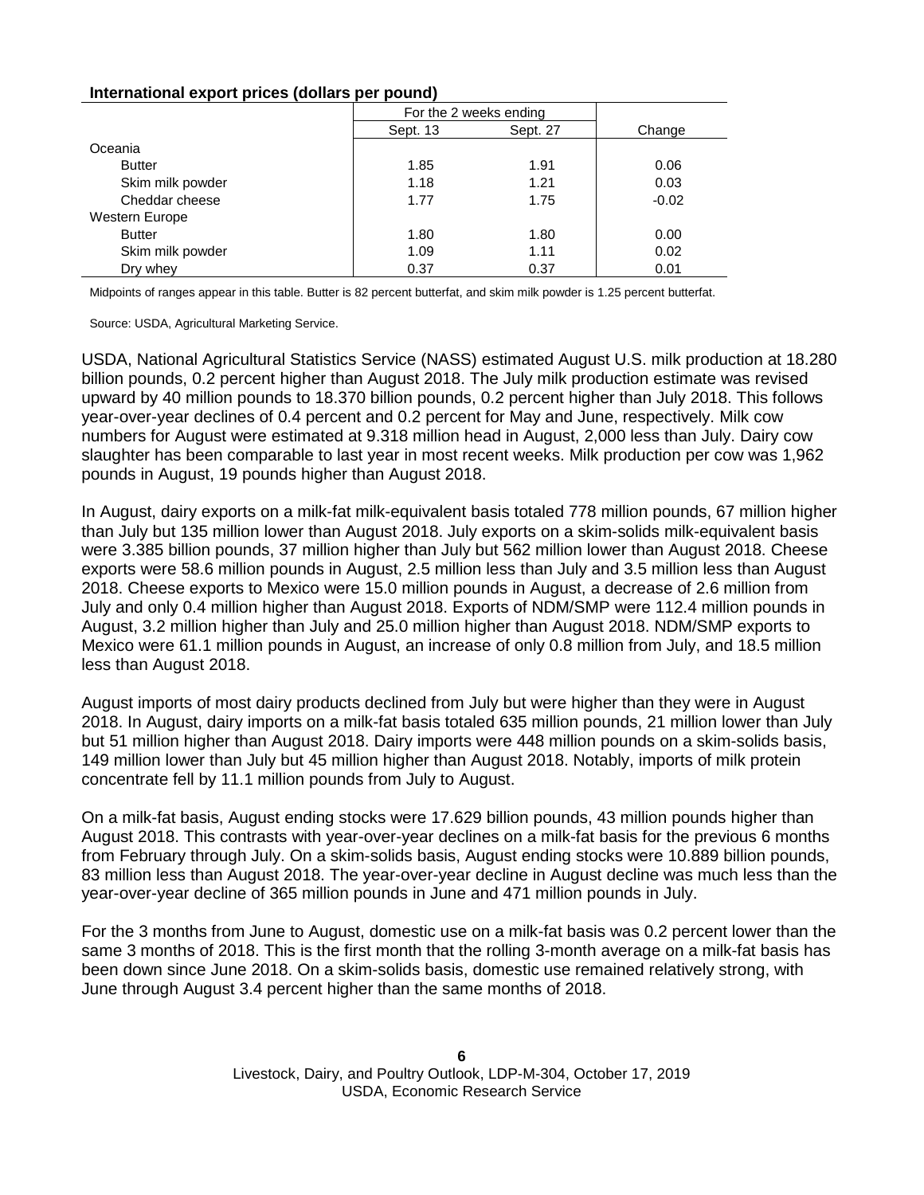**International export prices (dollars per pound)**

| | For the 2 weeks ending | | |
|---|---|---|---|
| | Sept. 13 | Sept. 27 | Change |
| Oceania | | | |
| Butter | 1.85 | 1.91 | 0.06 |
| Skim milk powder | 1.18 | 1.21 | 0.03 |
| Cheddar cheese | 1.77 | 1.75 | -0.02 |
| Western Europe | | | |
| Butter | 1.80 | 1.80 | 0.00 |
| Skim milk powder | 1.09 | 1.11 | 0.02 |
| Dry whey | 0.37 | 0.37 | 0.01 |

Midpoints of ranges appear in this table. Butter is 82 percent butterfat, and skim milk powder is 1.25 percent butterfat.

Source: USDA, Agricultural Marketing Service.

USDA, National Agricultural Statistics Service (NASS) estimated August U.S. milk production at 18.280 billion pounds, 0.2 percent higher than August 2018. The July milk production estimate was revised upward by 40 million pounds to 18.370 billion pounds, 0.2 percent higher than July 2018. This follows year-over-year declines of 0.4 percent and 0.2 percent for May and June, respectively. Milk cow numbers for August were estimated at 9.318 million head in August, 2,000 less than July. Dairy cow slaughter has been comparable to last year in most recent weeks. Milk production per cow was 1,962 pounds in August, 19 pounds higher than August 2018.

In August, dairy exports on a milk-fat milk-equivalent basis totaled 778 million pounds, 67 million higher than July but 135 million lower than August 2018. July exports on a skim-solids milk-equivalent basis were 3.385 billion pounds, 37 million higher than July but 562 million lower than August 2018. Cheese exports were 58.6 million pounds in August, 2.5 million less than July and 3.5 million less than August 2018. Cheese exports to Mexico were 15.0 million pounds in August, a decrease of 2.6 million from July and only 0.4 million higher than August 2018. Exports of NDM/SMP were 112.4 million pounds in August, 3.2 million higher than July and 25.0 million higher than August 2018. NDM/SMP exports to Mexico were 61.1 million pounds in August, an increase of only 0.8 million from July, and 18.5 million less than August 2018.

August imports of most dairy products declined from July but were higher than they were in August 2018. In August, dairy imports on a milk-fat basis totaled 635 million pounds, 21 million lower than July but 51 million higher than August 2018. Dairy imports were 448 million pounds on a skim-solids basis, 149 million lower than July but 45 million higher than August 2018. Notably, imports of milk protein concentrate fell by 11.1 million pounds from July to August.

On a milk-fat basis, August ending stocks were 17.629 billion pounds, 43 million pounds higher than August 2018. This contrasts with year-over-year declines on a milk-fat basis for the previous 6 months from February through July. On a skim-solids basis, August ending stocks were 10.889 billion pounds, 83 million less than August 2018. The year-over-year decline in August decline was much less than the year-over-year decline of 365 million pounds in June and 471 million pounds in July.

For the 3 months from June to August, domestic use on a milk-fat basis was 0.2 percent lower than the same 3 months of 2018. This is the first month that the rolling 3-month average on a milk-fat basis has been down since June 2018. On a skim-solids basis, domestic use remained relatively strong, with June through August 3.4 percent higher than the same months of 2018.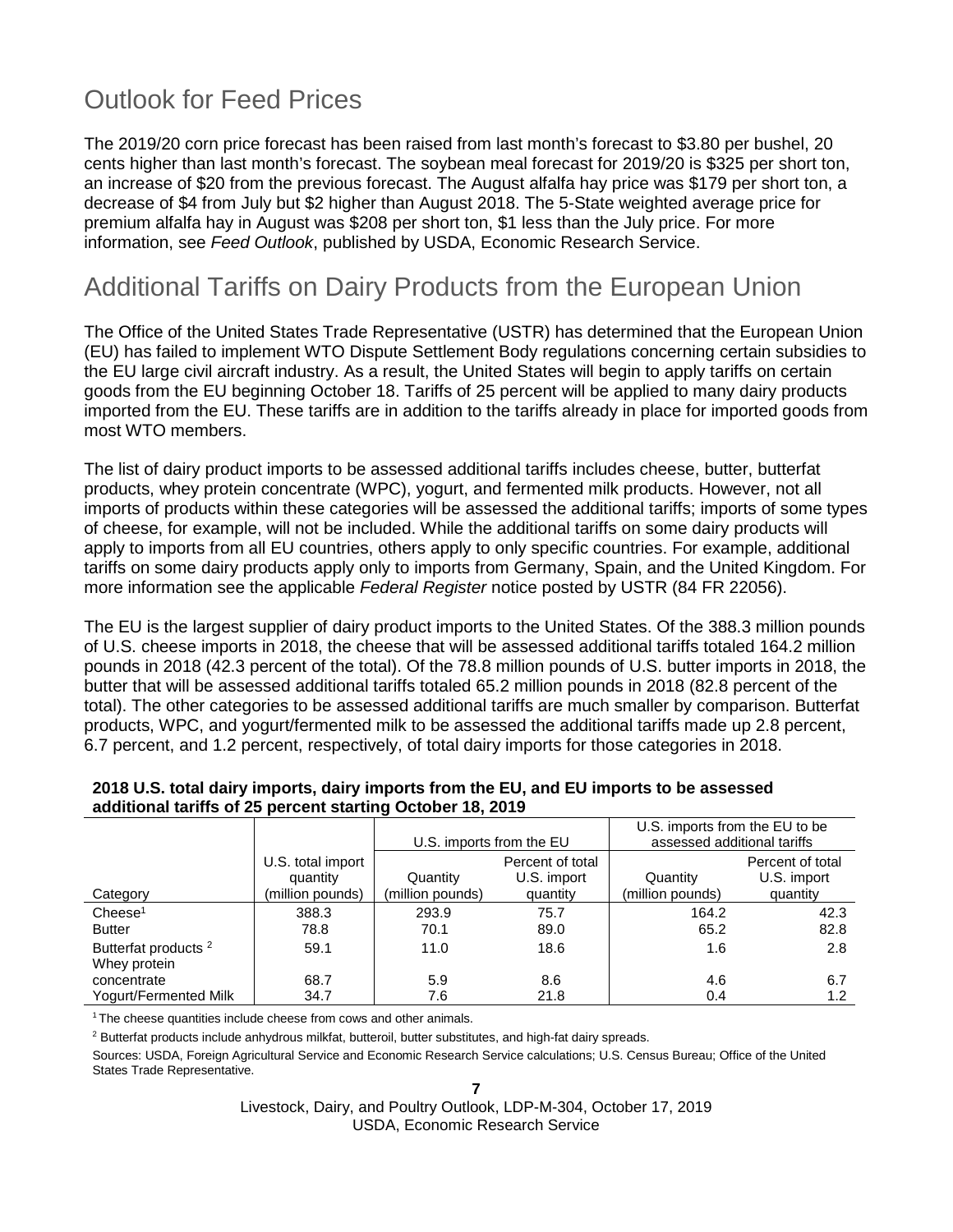## Outlook for Feed Prices

The 2019/20 corn price forecast has been raised from last month's forecast to $3.80 per bushel, 20 cents higher than last month's forecast. The soybean meal forecast for 2019/20 is $325 per short ton, an increase of $20 from the previous forecast. The August alfalfa hay price was $179 per short ton, a decrease of $4 from July but $2 higher than August 2018. The 5-State weighted average price for premium alfalfa hay in August was $208 per short ton, $1 less than the July price. For more information, see *Feed Outlook*, published by USDA, Economic Research Service.

## Additional Tariffs on Dairy Products from the European Union

The Office of the United States Trade Representative (USTR) has determined that the European Union (EU) has failed to implement WTO Dispute Settlement Body regulations concerning certain subsidies to the EU large civil aircraft industry. As a result, the United States will begin to apply tariffs on certain goods from the EU beginning October 18. Tariffs of 25 percent will be applied to many dairy products imported from the EU. These tariffs are in addition to the tariffs already in place for imported goods from most WTO members.

The list of dairy product imports to be assessed additional tariffs includes cheese, butter, butterfat products, whey protein concentrate (WPC), yogurt, and fermented milk products. However, not all imports of products within these categories will be assessed the additional tariffs; imports of some types of cheese, for example, will not be included. While the additional tariffs on some dairy products will apply to imports from all EU countries, others apply to only specific countries. For example, additional tariffs on some dairy products apply only to imports from Germany, Spain, and the United Kingdom. For more information see the applicable *Federal Register* notice posted by USTR (84 FR 22056).

The EU is the largest supplier of dairy product imports to the United States. Of the 388.3 million pounds of U.S. cheese imports in 2018, the cheese that will be assessed additional tariffs totaled 164.2 million pounds in 2018 (42.3 percent of the total). Of the 78.8 million pounds of U.S. butter imports in 2018, the butter that will be assessed additional tariffs totaled 65.2 million pounds in 2018 (82.8 percent of the total). The other categories to be assessed additional tariffs are much smaller by comparison. Butterfat products, WPC, and yogurt/fermented milk to be assessed the additional tariffs made up 2.8 percent, 6.7 percent, and 1.2 percent, respectively, of total dairy imports for those categories in 2018.

**2018 U.S. total dairy imports, dairy imports from the EU, and EU imports to be assessed additional tariffs of 25 percent starting October 18, 2019**

| | | U.S. imports from the EU | | U.S. imports from the EU to be assessed additional tariffs | |
|---|---|---|---|---|---|
| Category | U.S. total import quantity (million pounds) | Quantity (million pounds) | Percent of total U.S. import quantity | Quantity (million pounds) | Percent of total U.S. import quantity |
| Cheese[1] | 388.3 | 293.9 | 75.7 | 164.2 | 42.3 |
| Butter | 78.8 | 70.1 | 89.0 | 65.2 | 82.8 |
| Butterfat products [2] | 59.1 | 11.0 | 18.6 | 1.6 | 2.8 |
| Whey protein concentrate | 68.7 | 5.9 | 8.6 | 4.6 | 6.7 |
| Yogurt/Fermented Milk | 34.7 | 7.6 | 21.8 | 0.4 | 1.2 |

[1] The cheese quantities include cheese from cows and other animals.

[2] Butterfat products include anhydrous milkfat, butteroil, butter substitutes, and high-fat dairy spreads.

Sources: USDA, Foreign Agricultural Service and Economic Research Service calculations; U.S. Census Bureau; Office of the United States Trade Representative.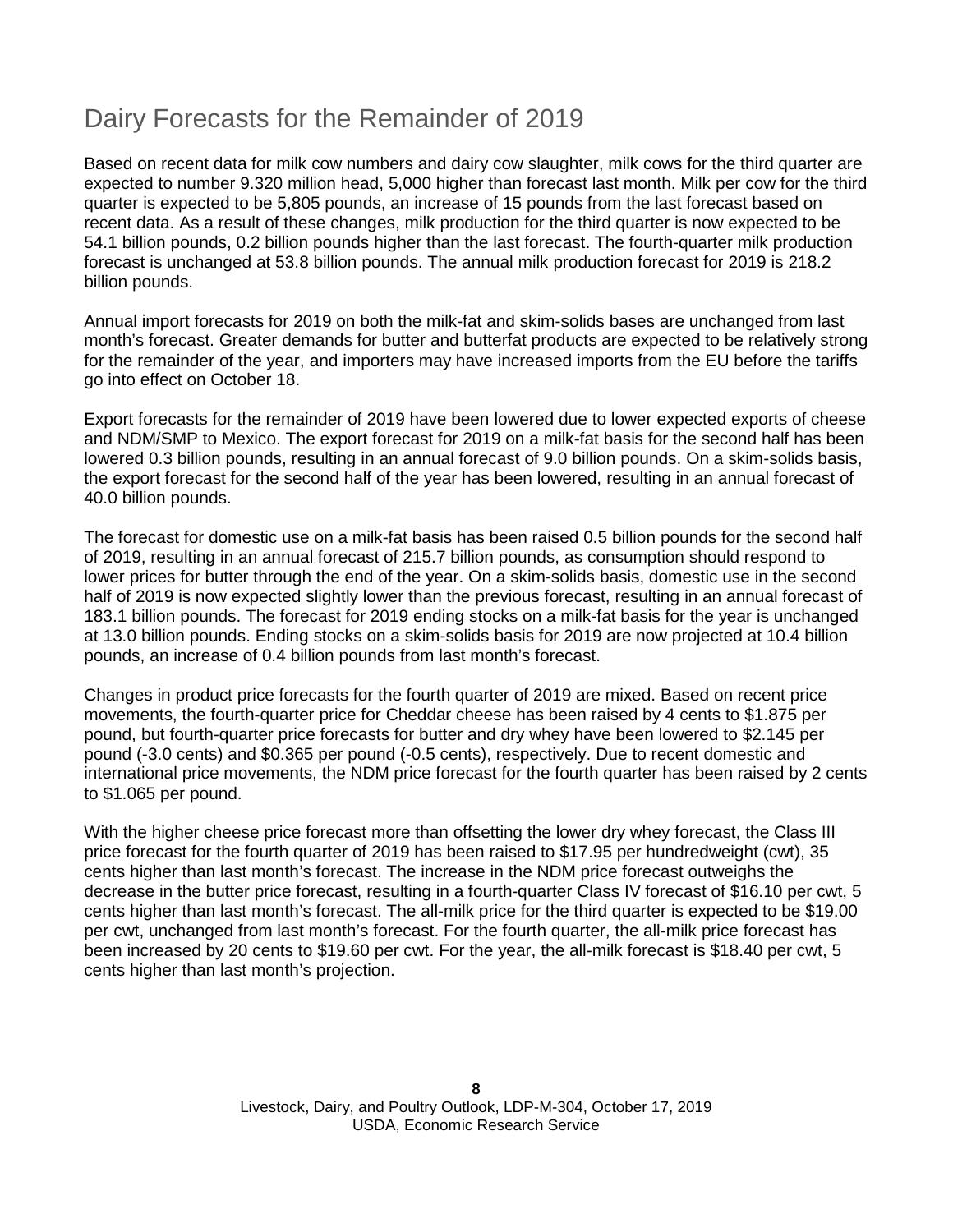## Dairy Forecasts for the Remainder of 2019

Based on recent data for milk cow numbers and dairy cow slaughter, milk cows for the third quarter are expected to number 9.320 million head, 5,000 higher than forecast last month. Milk per cow for the third quarter is expected to be 5,805 pounds, an increase of 15 pounds from the last forecast based on recent data. As a result of these changes, milk production for the third quarter is now expected to be 54.1 billion pounds, 0.2 billion pounds higher than the last forecast. The fourth-quarter milk production forecast is unchanged at 53.8 billion pounds. The annual milk production forecast for 2019 is 218.2 billion pounds.

Annual import forecasts for 2019 on both the milk-fat and skim-solids bases are unchanged from last month's forecast. Greater demands for butter and butterfat products are expected to be relatively strong for the remainder of the year, and importers may have increased imports from the EU before the tariffs go into effect on October 18.

Export forecasts for the remainder of 2019 have been lowered due to lower expected exports of cheese and NDM/SMP to Mexico. The export forecast for 2019 on a milk-fat basis for the second half has been lowered 0.3 billion pounds, resulting in an annual forecast of 9.0 billion pounds. On a skim-solids basis, the export forecast for the second half of the year has been lowered, resulting in an annual forecast of 40.0 billion pounds.

The forecast for domestic use on a milk-fat basis has been raised 0.5 billion pounds for the second half of 2019, resulting in an annual forecast of 215.7 billion pounds, as consumption should respond to lower prices for butter through the end of the year. On a skim-solids basis, domestic use in the second half of 2019 is now expected slightly lower than the previous forecast, resulting in an annual forecast of 183.1 billion pounds. The forecast for 2019 ending stocks on a milk-fat basis for the year is unchanged at 13.0 billion pounds. Ending stocks on a skim-solids basis for 2019 are now projected at 10.4 billion pounds, an increase of 0.4 billion pounds from last month's forecast.

Changes in product price forecasts for the fourth quarter of 2019 are mixed. Based on recent price movements, the fourth-quarter price for Cheddar cheese has been raised by 4 cents to $1.875 per pound, but fourth-quarter price forecasts for butter and dry whey have been lowered to $2.145 per pound (-3.0 cents) and $0.365 per pound (-0.5 cents), respectively. Due to recent domestic and international price movements, the NDM price forecast for the fourth quarter has been raised by 2 cents to $1.065 per pound.

With the higher cheese price forecast more than offsetting the lower dry whey forecast, the Class III price forecast for the fourth quarter of 2019 has been raised to $17.95 per hundredweight (cwt), 35 cents higher than last month's forecast. The increase in the NDM price forecast outweighs the decrease in the butter price forecast, resulting in a fourth-quarter Class IV forecast of $16.10 per cwt, 5 cents higher than last month's forecast. The all-milk price for the third quarter is expected to be $19.00 per cwt, unchanged from last month's forecast. For the fourth quarter, the all-milk price forecast has been increased by 20 cents to $19.60 per cwt. For the year, the all-milk forecast is $18.40 per cwt, 5 cents higher than last month's projection.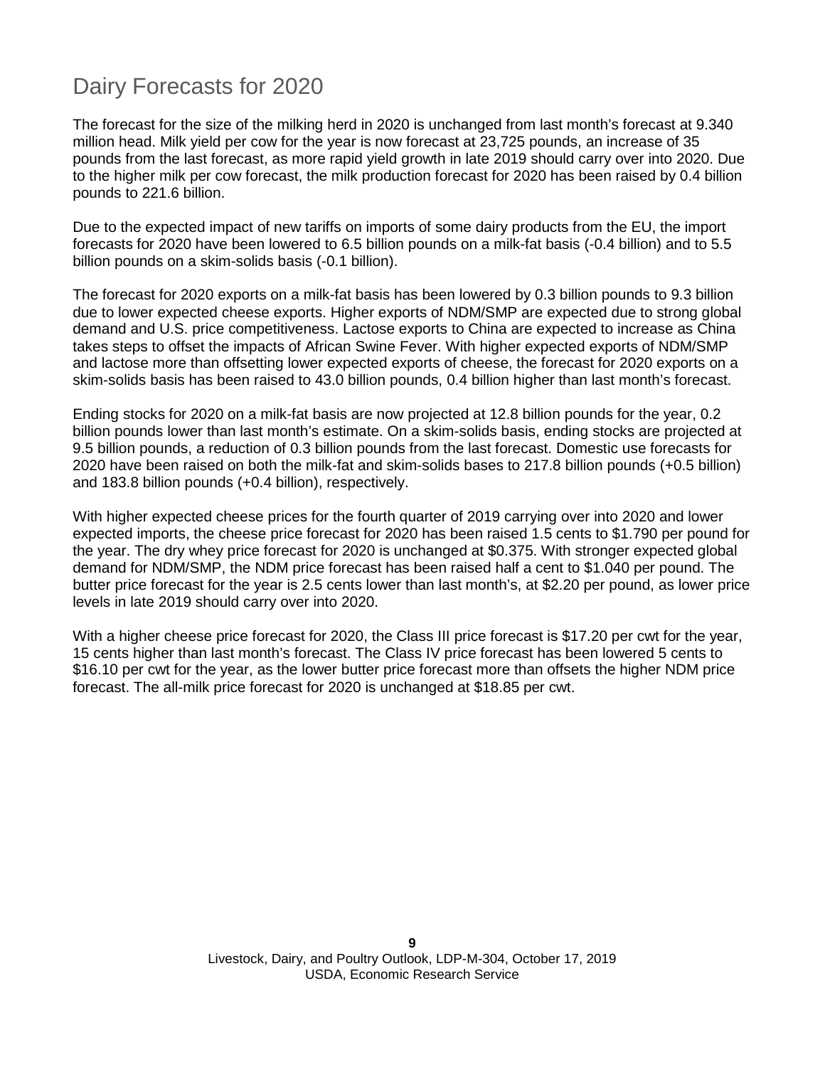# Dairy Forecasts for 2020

The forecast for the size of the milking herd in 2020 is unchanged from last month's forecast at 9.340 million head. Milk yield per cow for the year is now forecast at 23,725 pounds, an increase of 35 pounds from the last forecast, as more rapid yield growth in late 2019 should carry over into 2020. Due to the higher milk per cow forecast, the milk production forecast for 2020 has been raised by 0.4 billion pounds to 221.6 billion.

Due to the expected impact of new tariffs on imports of some dairy products from the EU, the import forecasts for 2020 have been lowered to 6.5 billion pounds on a milk-fat basis (-0.4 billion) and to 5.5 billion pounds on a skim-solids basis (-0.1 billion).

The forecast for 2020 exports on a milk-fat basis has been lowered by 0.3 billion pounds to 9.3 billion due to lower expected cheese exports. Higher exports of NDM/SMP are expected due to strong global demand and U.S. price competitiveness. Lactose exports to China are expected to increase as China takes steps to offset the impacts of African Swine Fever. With higher expected exports of NDM/SMP and lactose more than offsetting lower expected exports of cheese, the forecast for 2020 exports on a skim-solids basis has been raised to 43.0 billion pounds, 0.4 billion higher than last month's forecast.

Ending stocks for 2020 on a milk-fat basis are now projected at 12.8 billion pounds for the year, 0.2 billion pounds lower than last month's estimate. On a skim-solids basis, ending stocks are projected at 9.5 billion pounds, a reduction of 0.3 billion pounds from the last forecast. Domestic use forecasts for 2020 have been raised on both the milk-fat and skim-solids bases to 217.8 billion pounds (+0.5 billion) and 183.8 billion pounds (+0.4 billion), respectively.

With higher expected cheese prices for the fourth quarter of 2019 carrying over into 2020 and lower expected imports, the cheese price forecast for 2020 has been raised 1.5 cents to $1.790 per pound for the year. The dry whey price forecast for 2020 is unchanged at $0.375. With stronger expected global demand for NDM/SMP, the NDM price forecast has been raised half a cent to $1.040 per pound. The butter price forecast for the year is 2.5 cents lower than last month's, at $2.20 per pound, as lower price levels in late 2019 should carry over into 2020.

With a higher cheese price forecast for 2020, the Class III price forecast is $17.20 per cwt for the year, 15 cents higher than last month's forecast. The Class IV price forecast has been lowered 5 cents to $16.10 per cwt for the year, as the lower butter price forecast more than offsets the higher NDM price forecast. The all-milk price forecast for 2020 is unchanged at $18.85 per cwt.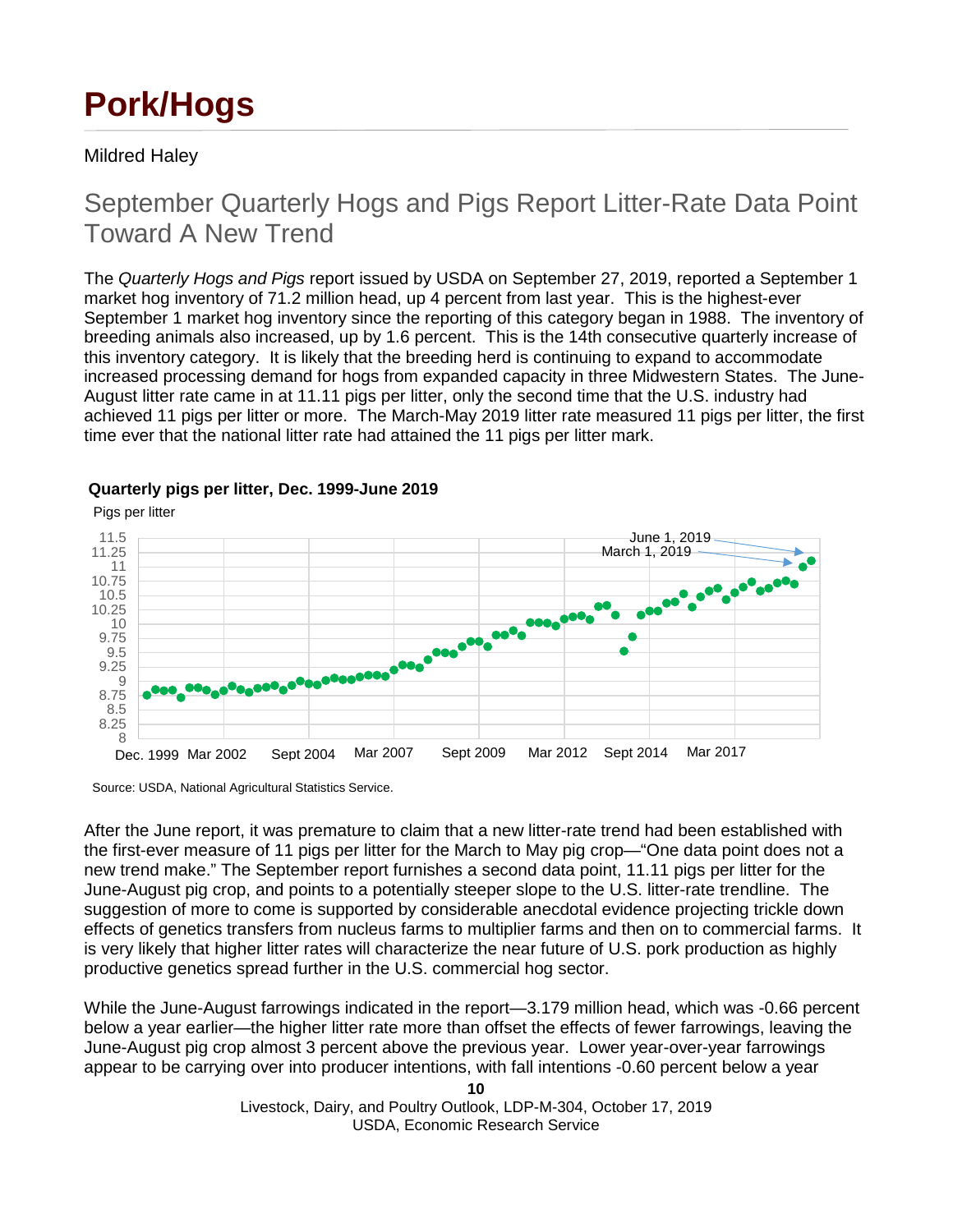# Pork/Hogs

Mildred Haley

## September Quarterly Hogs and Pigs Report Litter-Rate Data Point Toward A New Trend

The *Quarterly Hogs and Pigs* report issued by USDA on September 27, 2019, reported a September 1 market hog inventory of 71.2 million head, up 4 percent from last year. This is the highest-ever September 1 market hog inventory since the reporting of this category began in 1988. The inventory of breeding animals also increased, up by 1.6 percent. This is the 14th consecutive quarterly increase of this inventory category. It is likely that the breeding herd is continuing to expand to accommodate increased processing demand for hogs from expanded capacity in three Midwestern States. The June-August litter rate came in at 11.11 pigs per litter, only the second time that the U.S. industry had achieved 11 pigs per litter or more. The March-May 2019 litter rate measured 11 pigs per litter, the first time ever that the national litter rate had attained the 11 pigs per litter mark.

**Quarterly pigs per litter, Dec. 1999-June 2019**

Source: USDA, National Agricultural Statistics Service.

After the June report, it was premature to claim that a new litter-rate trend had been established with the first-ever measure of 11 pigs per litter for the March to May pig crop—"One data point does not a new trend make." The September report furnishes a second data point, 11.11 pigs per litter for the June-August pig crop, and points to a potentially steeper slope to the U.S. litter-rate trendline. The suggestion of more to come is supported by considerable anecdotal evidence projecting trickle down effects of genetics transfers from nucleus farms to multiplier farms and then on to commercial farms. It is very likely that higher litter rates will characterize the near future of U.S. pork production as highly productive genetics spread further in the U.S. commercial hog sector.

While the June-August farrowings indicated in the report—3.179 million head, which was -0.66 percent below a year earlier—the higher litter rate more than offset the effects of fewer farrowings, leaving the June-August pig crop almost 3 percent above the previous year. Lower year-over-year farrowings appear to be carrying over into producer intentions, with fall intentions -0.60 percent below a year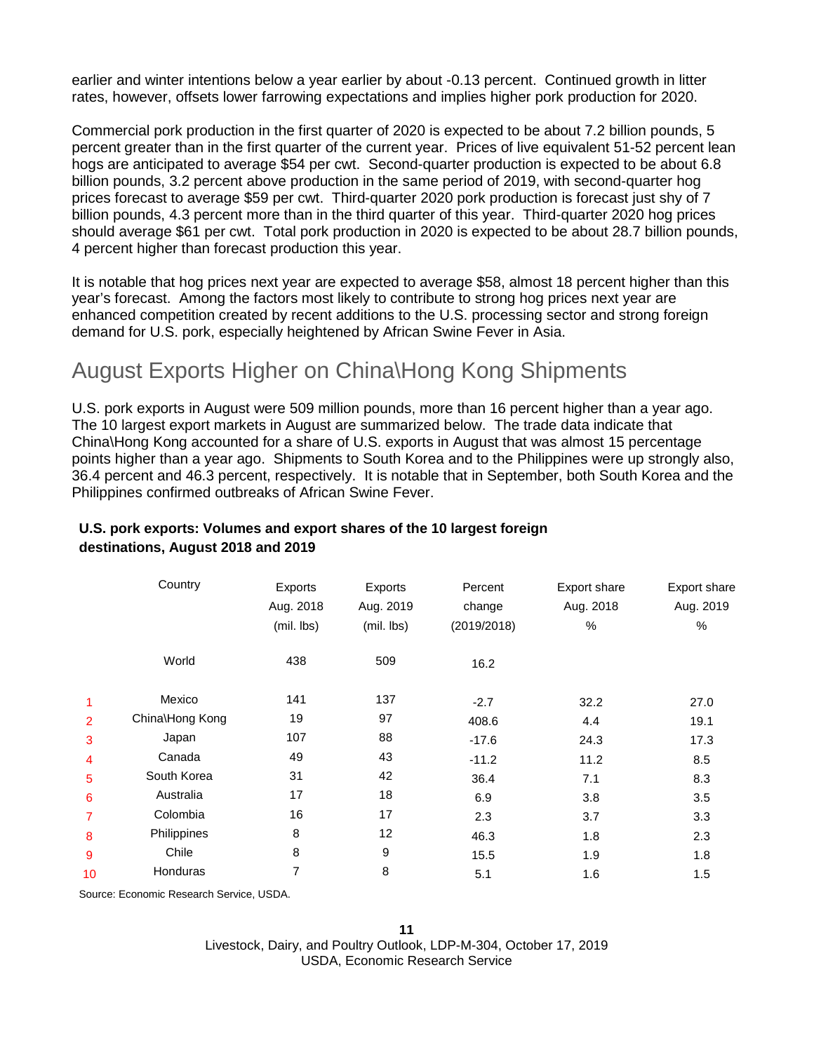earlier and winter intentions below a year earlier by about -0.13 percent. Continued growth in litter rates, however, offsets lower farrowing expectations and implies higher pork production for 2020.

Commercial pork production in the first quarter of 2020 is expected to be about 7.2 billion pounds, 5 percent greater than in the first quarter of the current year. Prices of live equivalent 51-52 percent lean hogs are anticipated to average $54 per cwt. Second-quarter production is expected to be about 6.8 billion pounds, 3.2 percent above production in the same period of 2019, with second-quarter hog prices forecast to average $59 per cwt. Third-quarter 2020 pork production is forecast just shy of 7 billion pounds, 4.3 percent more than in the third quarter of this year. Third-quarter 2020 hog prices should average $61 per cwt. Total pork production in 2020 is expected to be about 28.7 billion pounds, 4 percent higher than forecast production this year.

It is notable that hog prices next year are expected to average $58, almost 18 percent higher than this year's forecast. Among the factors most likely to contribute to strong hog prices next year are enhanced competition created by recent additions to the U.S. processing sector and strong foreign demand for U.S. pork, especially heightened by African Swine Fever in Asia.

## August Exports Higher on China\Hong Kong Shipments

U.S. pork exports in August were 509 million pounds, more than 16 percent higher than a year ago. The 10 largest export markets in August are summarized below. The trade data indicate that China\Hong Kong accounted for a share of U.S. exports in August that was almost 15 percentage points higher than a year ago. Shipments to South Korea and to the Philippines were up strongly also, 36.4 percent and 46.3 percent, respectively. It is notable that in September, both South Korea and the Philippines confirmed outbreaks of African Swine Fever.

**U.S. pork exports: Volumes and export shares of the 10 largest foreign destinations, August 2018 and 2019**

| | Country | Exports Aug. 2018 (mil. lbs) | Exports Aug. 2019 (mil. lbs) | Percent change (2019/2018) | Export share Aug. 2018 % | Export share Aug. 2019 % |
|---|---|---|---|---|---|---|
| | World | 438 | 509 | 16.2 | | |
| 1 | Mexico | 141 | 137 | -2.7 | 32.2 | 27.0 |
| 2 | China\Hong Kong | 19 | 97 | 408.6 | 4.4 | 19.1 |
| 3 | Japan | 107 | 88 | -17.6 | 24.3 | 17.3 |
| 4 | Canada | 49 | 43 | -11.2 | 11.2 | 8.5 |
| 5 | South Korea | 31 | 42 | 36.4 | 7.1 | 8.3 |
| 6 | Australia | 17 | 18 | 6.9 | 3.8 | 3.5 |
| 7 | Colombia | 16 | 17 | 2.3 | 3.7 | 3.3 |
| 8 | Philippines | 8 | 12 | 46.3 | 1.8 | 2.3 |
| 9 | Chile | 8 | 9 | 15.5 | 1.9 | 1.8 |
| 10 | Honduras | 7 | 8 | 5.1 | 1.6 | 1.5 |

Source: Economic Research Service, USDA.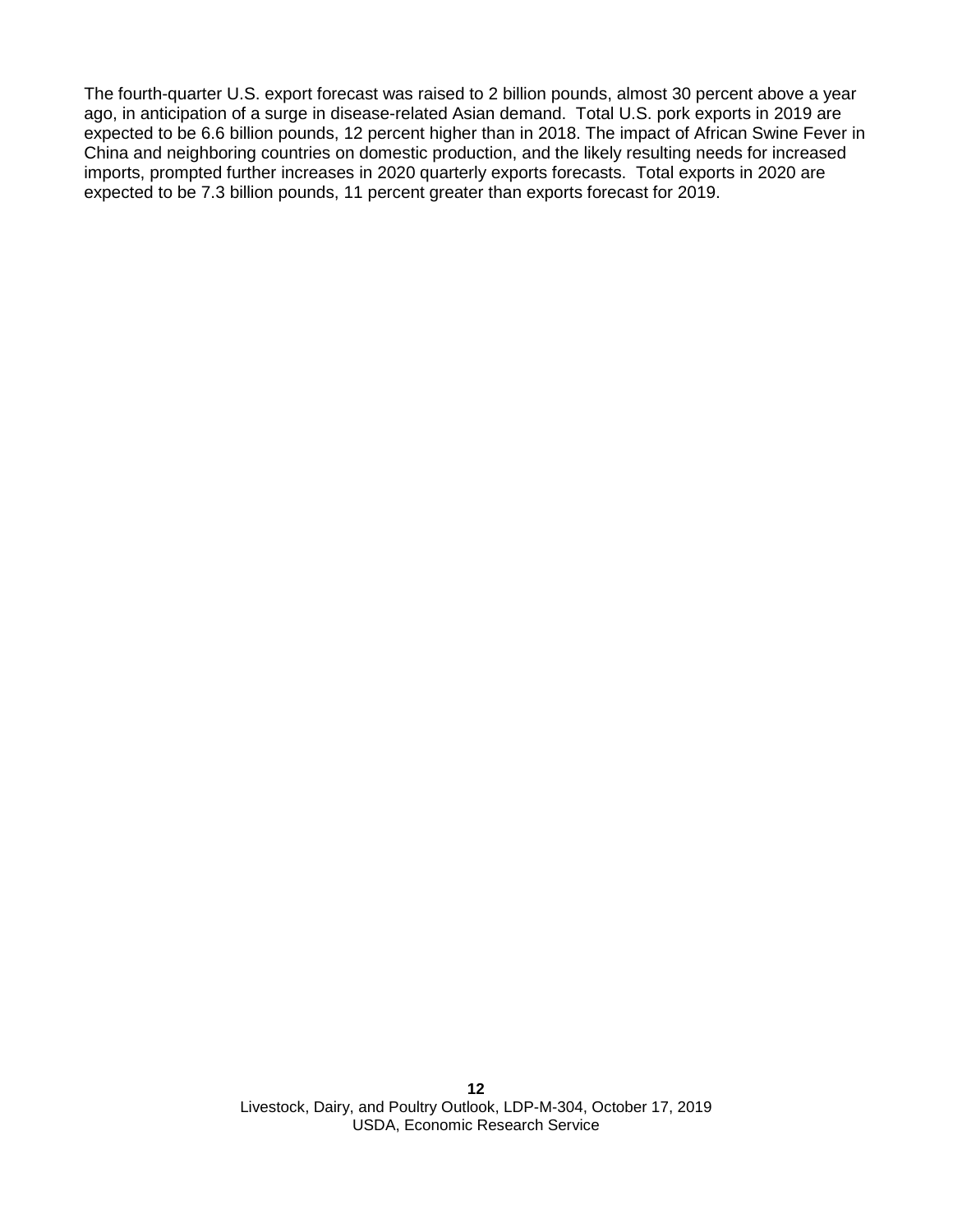The fourth-quarter U.S. export forecast was raised to 2 billion pounds, almost 30 percent above a year ago, in anticipation of a surge in disease-related Asian demand. Total U.S. pork exports in 2019 are expected to be 6.6 billion pounds, 12 percent higher than in 2018. The impact of African Swine Fever in China and neighboring countries on domestic production, and the likely resulting needs for increased imports, prompted further increases in 2020 quarterly exports forecasts. Total exports in 2020 are expected to be 7.3 billion pounds, 11 percent greater than exports forecast for 2019.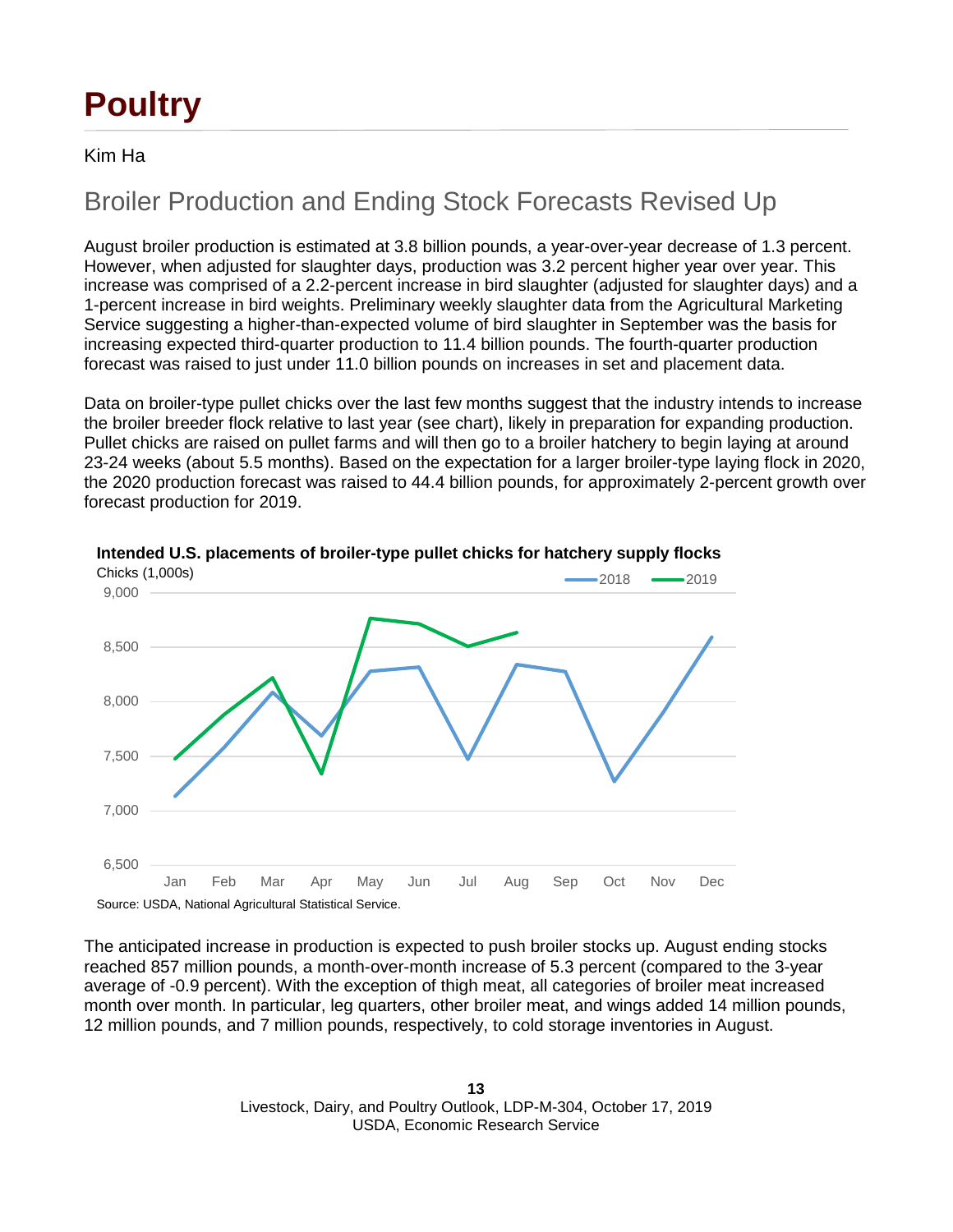# Poultry

Kim Ha

## Broiler Production and Ending Stock Forecasts Revised Up

August broiler production is estimated at 3.8 billion pounds, a year-over-year decrease of 1.3 percent. However, when adjusted for slaughter days, production was 3.2 percent higher year over year. This increase was comprised of a 2.2-percent increase in bird slaughter (adjusted for slaughter days) and a 1-percent increase in bird weights. Preliminary weekly slaughter data from the Agricultural Marketing Service suggesting a higher-than-expected volume of bird slaughter in September was the basis for increasing expected third-quarter production to 11.4 billion pounds. The fourth-quarter production forecast was raised to just under 11.0 billion pounds on increases in set and placement data.

Data on broiler-type pullet chicks over the last few months suggest that the industry intends to increase the broiler breeder flock relative to last year (see chart), likely in preparation for expanding production. Pullet chicks are raised on pullet farms and will then go to a broiler hatchery to begin laying at around 23-24 weeks (about 5.5 months). Based on the expectation for a larger broiler-type laying flock in 2020, the 2020 production forecast was raised to 44.4 billion pounds, for approximately 2-percent growth over forecast production for 2019.

**Intended U.S. placements of broiler-type pullet chicks for hatchery supply flocks**

Source: USDA, National Agricultural Statistical Service.

The anticipated increase in production is expected to push broiler stocks up. August ending stocks reached 857 million pounds, a month-over-month increase of 5.3 percent (compared to the 3-year average of -0.9 percent). With the exception of thigh meat, all categories of broiler meat increased month over month. In particular, leg quarters, other broiler meat, and wings added 14 million pounds, 12 million pounds, and 7 million pounds, respectively, to cold storage inventories in August.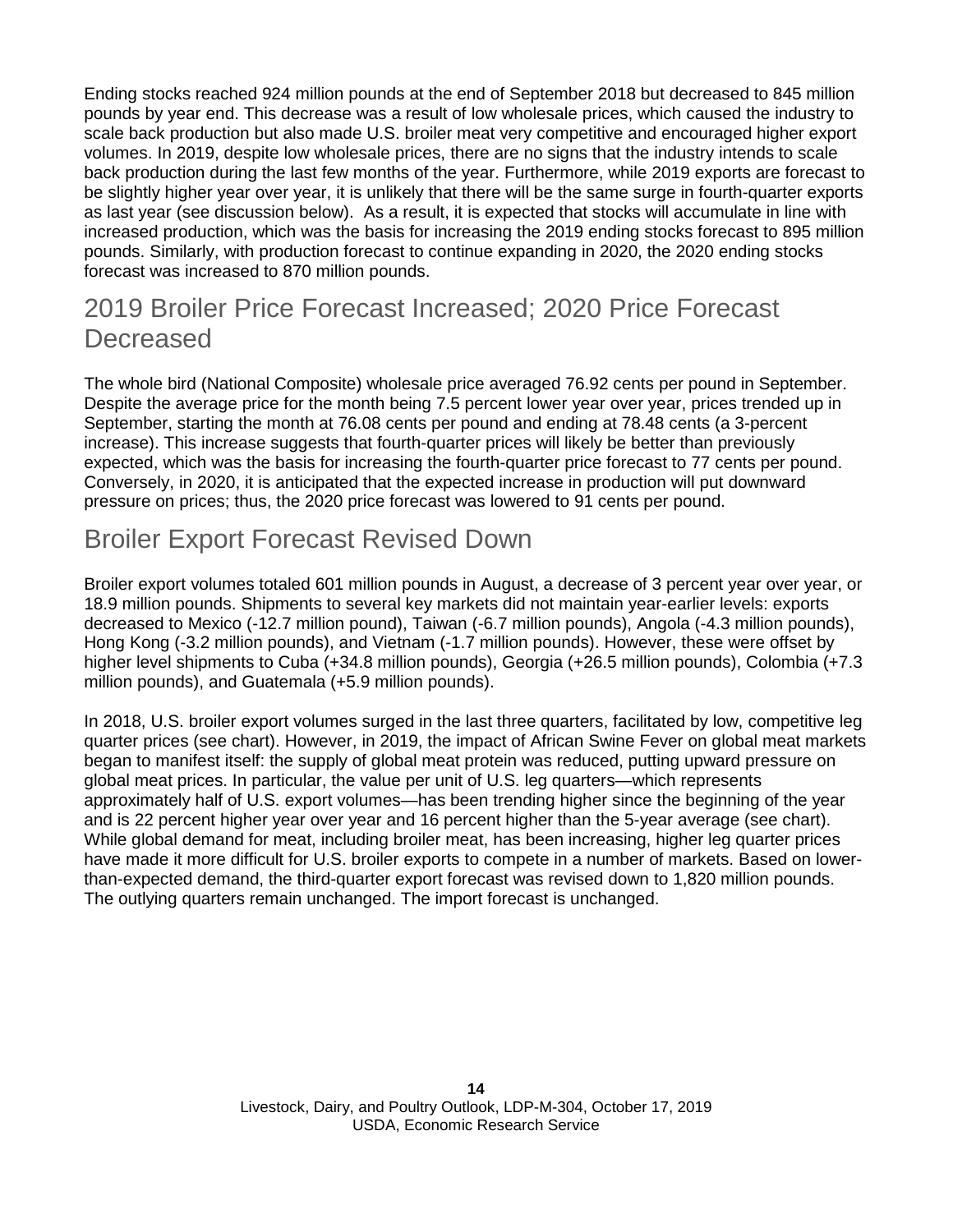Ending stocks reached 924 million pounds at the end of September 2018 but decreased to 845 million pounds by year end. This decrease was a result of low wholesale prices, which caused the industry to scale back production but also made U.S. broiler meat very competitive and encouraged higher export volumes. In 2019, despite low wholesale prices, there are no signs that the industry intends to scale back production during the last few months of the year. Furthermore, while 2019 exports are forecast to be slightly higher year over year, it is unlikely that there will be the same surge in fourth-quarter exports as last year (see discussion below). As a result, it is expected that stocks will accumulate in line with increased production, which was the basis for increasing the 2019 ending stocks forecast to 895 million pounds. Similarly, with production forecast to continue expanding in 2020, the 2020 ending stocks forecast was increased to 870 million pounds.

## 2019 Broiler Price Forecast Increased; 2020 Price Forecast Decreased

The whole bird (National Composite) wholesale price averaged 76.92 cents per pound in September. Despite the average price for the month being 7.5 percent lower year over year, prices trended up in September, starting the month at 76.08 cents per pound and ending at 78.48 cents (a 3-percent increase). This increase suggests that fourth-quarter prices will likely be better than previously expected, which was the basis for increasing the fourth-quarter price forecast to 77 cents per pound. Conversely, in 2020, it is anticipated that the expected increase in production will put downward pressure on prices; thus, the 2020 price forecast was lowered to 91 cents per pound.

## Broiler Export Forecast Revised Down

Broiler export volumes totaled 601 million pounds in August, a decrease of 3 percent year over year, or 18.9 million pounds. Shipments to several key markets did not maintain year-earlier levels: exports decreased to Mexico (-12.7 million pound), Taiwan (-6.7 million pounds), Angola (-4.3 million pounds), Hong Kong (-3.2 million pounds), and Vietnam (-1.7 million pounds). However, these were offset by higher level shipments to Cuba (+34.8 million pounds), Georgia (+26.5 million pounds), Colombia (+7.3 million pounds), and Guatemala (+5.9 million pounds).

In 2018, U.S. broiler export volumes surged in the last three quarters, facilitated by low, competitive leg quarter prices (see chart). However, in 2019, the impact of African Swine Fever on global meat markets began to manifest itself: the supply of global meat protein was reduced, putting upward pressure on global meat prices. In particular, the value per unit of U.S. leg quarters—which represents approximately half of U.S. export volumes—has been trending higher since the beginning of the year and is 22 percent higher year over year and 16 percent higher than the 5-year average (see chart). While global demand for meat, including broiler meat, has been increasing, higher leg quarter prices have made it more difficult for U.S. broiler exports to compete in a number of markets. Based on lower-than-expected demand, the third-quarter export forecast was revised down to 1,820 million pounds. The outlying quarters remain unchanged. The import forecast is unchanged.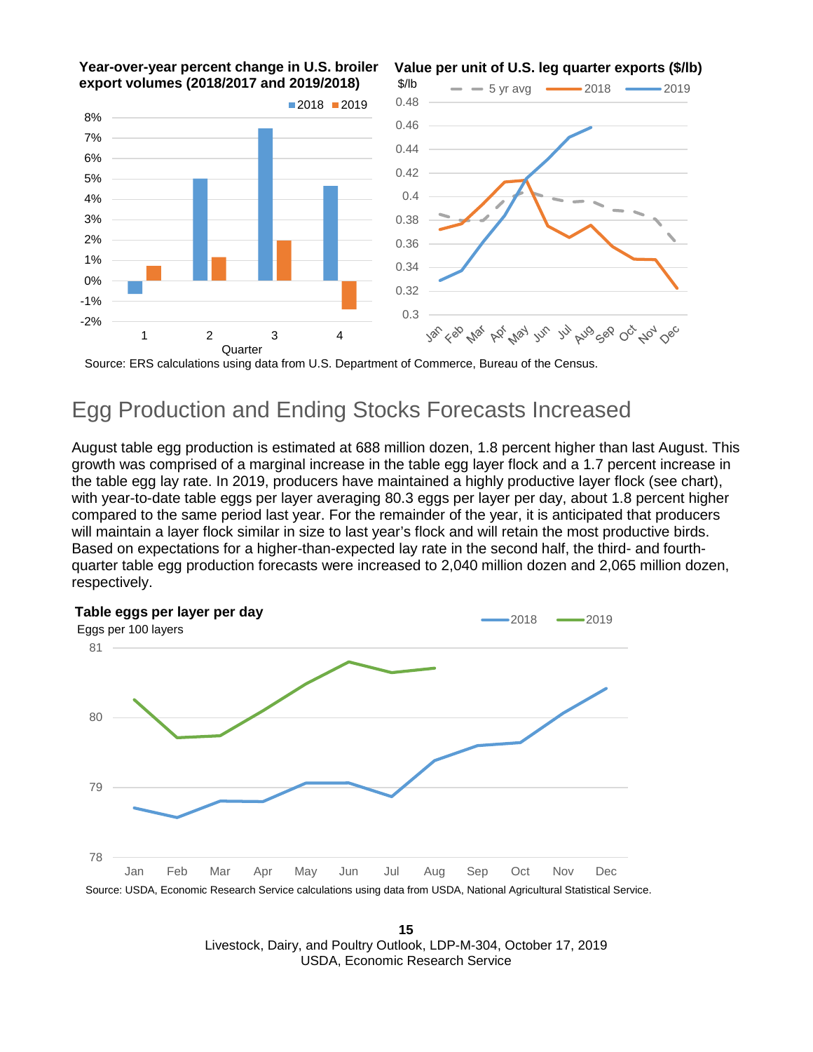**Year-over-year percent change in U.S. broiler export volumes (2018/2017 and 2019/2018)**

**Value per unit of U.S. leg quarter exports ($/lb)**

Source: ERS calculations using data from U.S. Department of Commerce, Bureau of the Census.

## Egg Production and Ending Stocks Forecasts Increased

August table egg production is estimated at 688 million dozen, 1.8 percent higher than last August. This growth was comprised of a marginal increase in the table egg layer flock and a 1.7 percent increase in the table egg lay rate. In 2019, producers have maintained a highly productive layer flock (see chart), with year-to-date table eggs per layer averaging 80.3 eggs per layer per day, about 1.8 percent higher compared to the same period last year. For the remainder of the year, it is anticipated that producers will maintain a layer flock similar in size to last year's flock and will retain the most productive birds. Based on expectations for a higher-than-expected lay rate in the second half, the third- and fourth-quarter table egg production forecasts were increased to 2,040 million dozen and 2,065 million dozen, respectively.

**Table eggs per layer per day**

Source: USDA, Economic Research Service calculations using data from USDA, National Agricultural Statistical Service.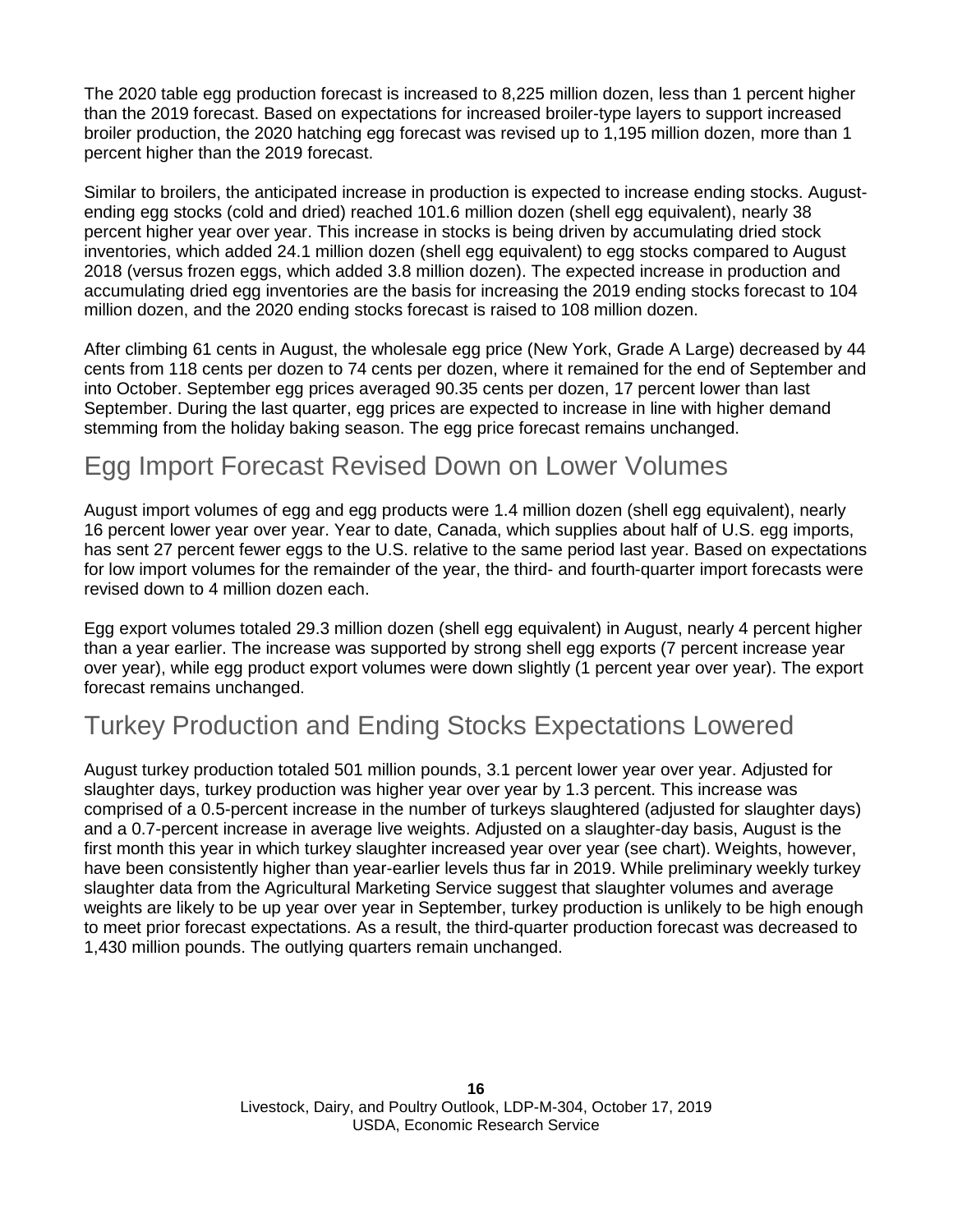The 2020 table egg production forecast is increased to 8,225 million dozen, less than 1 percent higher than the 2019 forecast. Based on expectations for increased broiler-type layers to support increased broiler production, the 2020 hatching egg forecast was revised up to 1,195 million dozen, more than 1 percent higher than the 2019 forecast.

Similar to broilers, the anticipated increase in production is expected to increase ending stocks. August-ending egg stocks (cold and dried) reached 101.6 million dozen (shell egg equivalent), nearly 38 percent higher year over year. This increase in stocks is being driven by accumulating dried stock inventories, which added 24.1 million dozen (shell egg equivalent) to egg stocks compared to August 2018 (versus frozen eggs, which added 3.8 million dozen). The expected increase in production and accumulating dried egg inventories are the basis for increasing the 2019 ending stocks forecast to 104 million dozen, and the 2020 ending stocks forecast is raised to 108 million dozen.

After climbing 61 cents in August, the wholesale egg price (New York, Grade A Large) decreased by 44 cents from 118 cents per dozen to 74 cents per dozen, where it remained for the end of September and into October. September egg prices averaged 90.35 cents per dozen, 17 percent lower than last September. During the last quarter, egg prices are expected to increase in line with higher demand stemming from the holiday baking season. The egg price forecast remains unchanged.

## Egg Import Forecast Revised Down on Lower Volumes

August import volumes of egg and egg products were 1.4 million dozen (shell egg equivalent), nearly 16 percent lower year over year. Year to date, Canada, which supplies about half of U.S. egg imports, has sent 27 percent fewer eggs to the U.S. relative to the same period last year. Based on expectations for low import volumes for the remainder of the year, the third- and fourth-quarter import forecasts were revised down to 4 million dozen each.

Egg export volumes totaled 29.3 million dozen (shell egg equivalent) in August, nearly 4 percent higher than a year earlier. The increase was supported by strong shell egg exports (7 percent increase year over year), while egg product export volumes were down slightly (1 percent year over year). The export forecast remains unchanged.

## Turkey Production and Ending Stocks Expectations Lowered

August turkey production totaled 501 million pounds, 3.1 percent lower year over year. Adjusted for slaughter days, turkey production was higher year over year by 1.3 percent. This increase was comprised of a 0.5-percent increase in the number of turkeys slaughtered (adjusted for slaughter days) and a 0.7-percent increase in average live weights. Adjusted on a slaughter-day basis, August is the first month this year in which turkey slaughter increased year over year (see chart). Weights, however, have been consistently higher than year-earlier levels thus far in 2019. While preliminary weekly turkey slaughter data from the Agricultural Marketing Service suggest that slaughter volumes and average weights are likely to be up year over year in September, turkey production is unlikely to be high enough to meet prior forecast expectations. As a result, the third-quarter production forecast was decreased to 1,430 million pounds. The outlying quarters remain unchanged.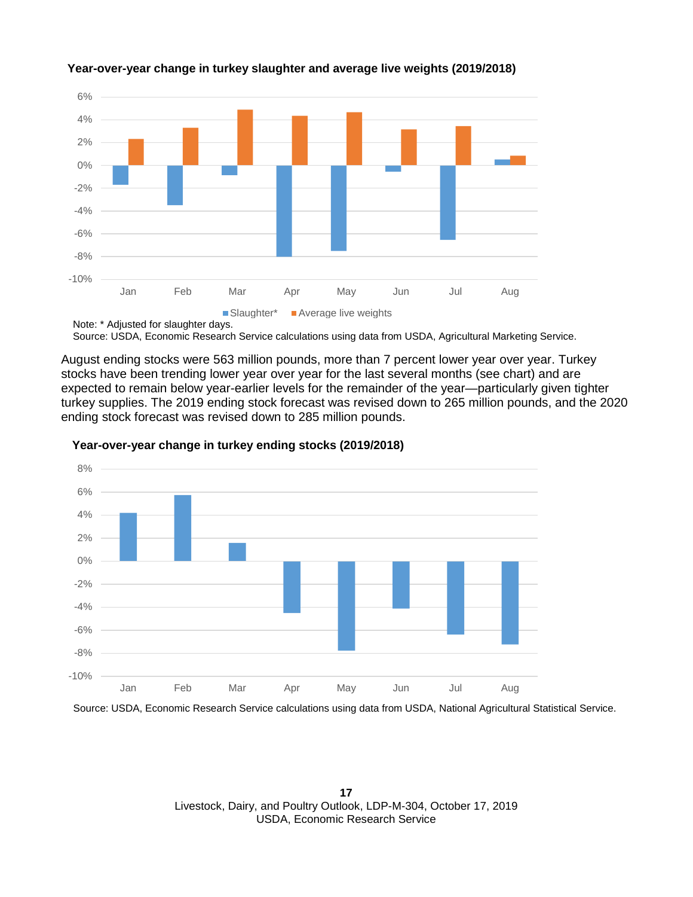**Year-over-year change in turkey slaughter and average live weights (2019/2018)**

Note: * Adjusted for slaughter days.
Source: USDA, Economic Research Service calculations using data from USDA, Agricultural Marketing Service.

August ending stocks were 563 million pounds, more than 7 percent lower year over year. Turkey stocks have been trending lower year over year for the last several months (see chart) and are expected to remain below year-earlier levels for the remainder of the year—particularly given tighter turkey supplies. The 2019 ending stock forecast was revised down to 265 million pounds, and the 2020 ending stock forecast was revised down to 285 million pounds.

**Year-over-year change in turkey ending stocks (2019/2018)**

Source: USDA, Economic Research Service calculations using data from USDA, National Agricultural Statistical Service.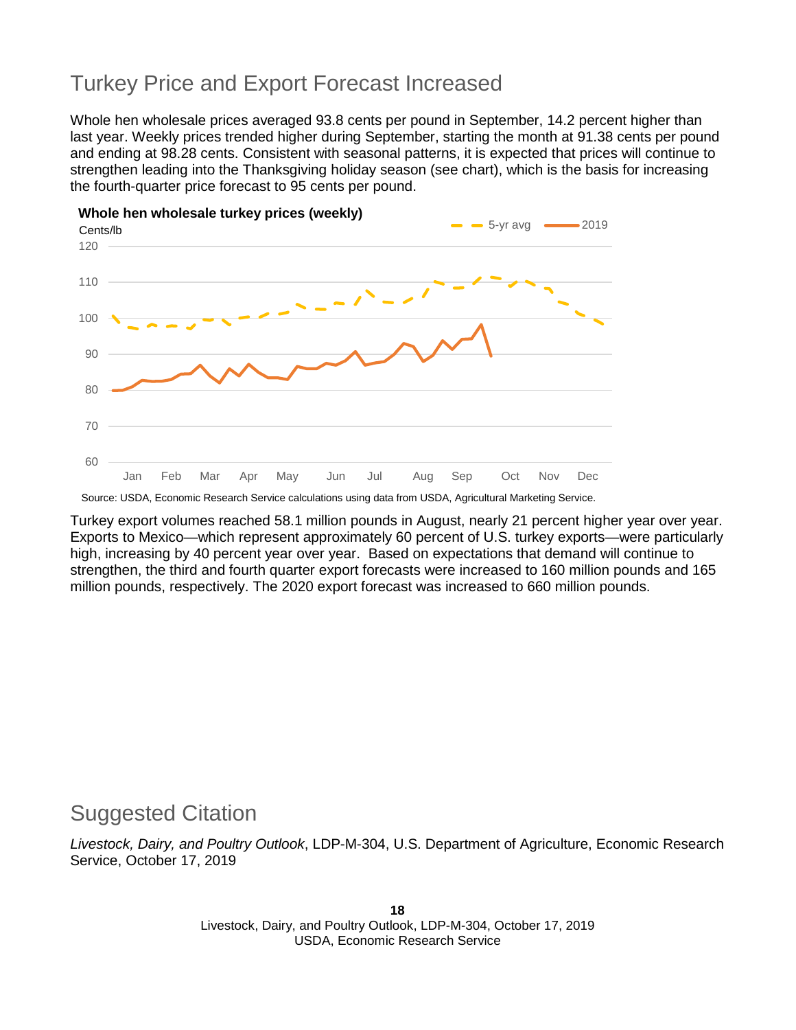## Turkey Price and Export Forecast Increased

Whole hen wholesale prices averaged 93.8 cents per pound in September, 14.2 percent higher than last year. Weekly prices trended higher during September, starting the month at 91.38 cents per pound and ending at 98.28 cents. Consistent with seasonal patterns, it is expected that prices will continue to strengthen leading into the Thanksgiving holiday season (see chart), which is the basis for increasing the fourth-quarter price forecast to 95 cents per pound.

**Whole hen wholesale turkey prices (weekly)**

Source: USDA, Economic Research Service calculations using data from USDA, Agricultural Marketing Service.

Turkey export volumes reached 58.1 million pounds in August, nearly 21 percent higher year over year. Exports to Mexico—which represent approximately 60 percent of U.S. turkey exports—were particularly high, increasing by 40 percent year over year. Based on expectations that demand will continue to strengthen, the third and fourth quarter export forecasts were increased to 160 million pounds and 165 million pounds, respectively. The 2020 export forecast was increased to 660 million pounds.

## Suggested Citation

*Livestock, Dairy, and Poultry Outlook*, LDP-M-304, U.S. Department of Agriculture, Economic Research Service, October 17, 2019